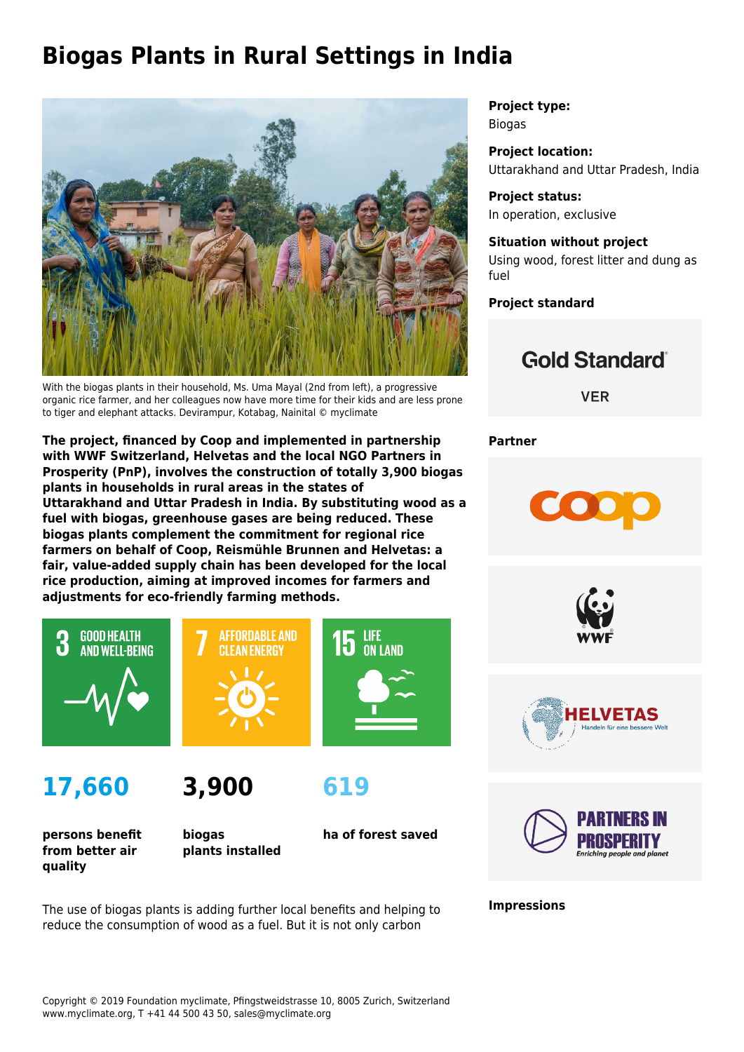# Biogas Plants in Rural Settings in India

With the biogas plants in their household, Ms. Uma Mayal (2nd from left), a progressive organic rice farmer, and her colleagues now have more time for their kids and are less prone to tiger and elephant attacks. Devirampur, Kotabag, Nainital © myclimate

**The project, financed by Coop and implemented in partnership with WWF Switzerland, Helvetas and the local NGO Partners in Prosperity (PnP), involves the construction of totally 3,900 biogas plants in households in rural areas in the states of Uttarakhand and Uttar Pradesh in India. By substituting wood as a fuel with biogas, greenhouse gases are being reduced. These biogas plants complement the commitment for regional rice farmers on behalf of Coop, Reismühle Brunnen and Helvetas: a fair, value-added supply chain has been developed for the local rice production, aiming at improved incomes for farmers and adjustments for eco-friendly farming methods.**

3 GOOD HEALTH AND WELL-BEING

7 AFFORDABLE AND CLEAN ENERGY

15 LIFE ON LAND

**17,660**

**persons benefit from better air quality**

**3,900**

**biogas plants installed**

**619**

**ha of forest saved**

The use of biogas plants is adding further local benefits and helping to reduce the consumption of wood as a fuel. But it is not only carbon

**Project type:**
Biogas

**Project location:**
Uttarakhand and Uttar Pradesh, India

**Project status:**
In operation, exclusive

**Situation without project**
Using wood, forest litter and dung as fuel

**Project standard**

Gold Standard VER

**Partner**

coop

WWF

HELVETAS Handeln für eine bessere Welt

PARTNERS IN PROSPERITY Enriching people and planet

**Impressions**

Copyright © 2019 Foundation myclimate, Pfingstweidstrasse 10, 8005 Zurich, Switzerland
www.myclimate.org, T +41 44 500 43 50, sales@myclimate.org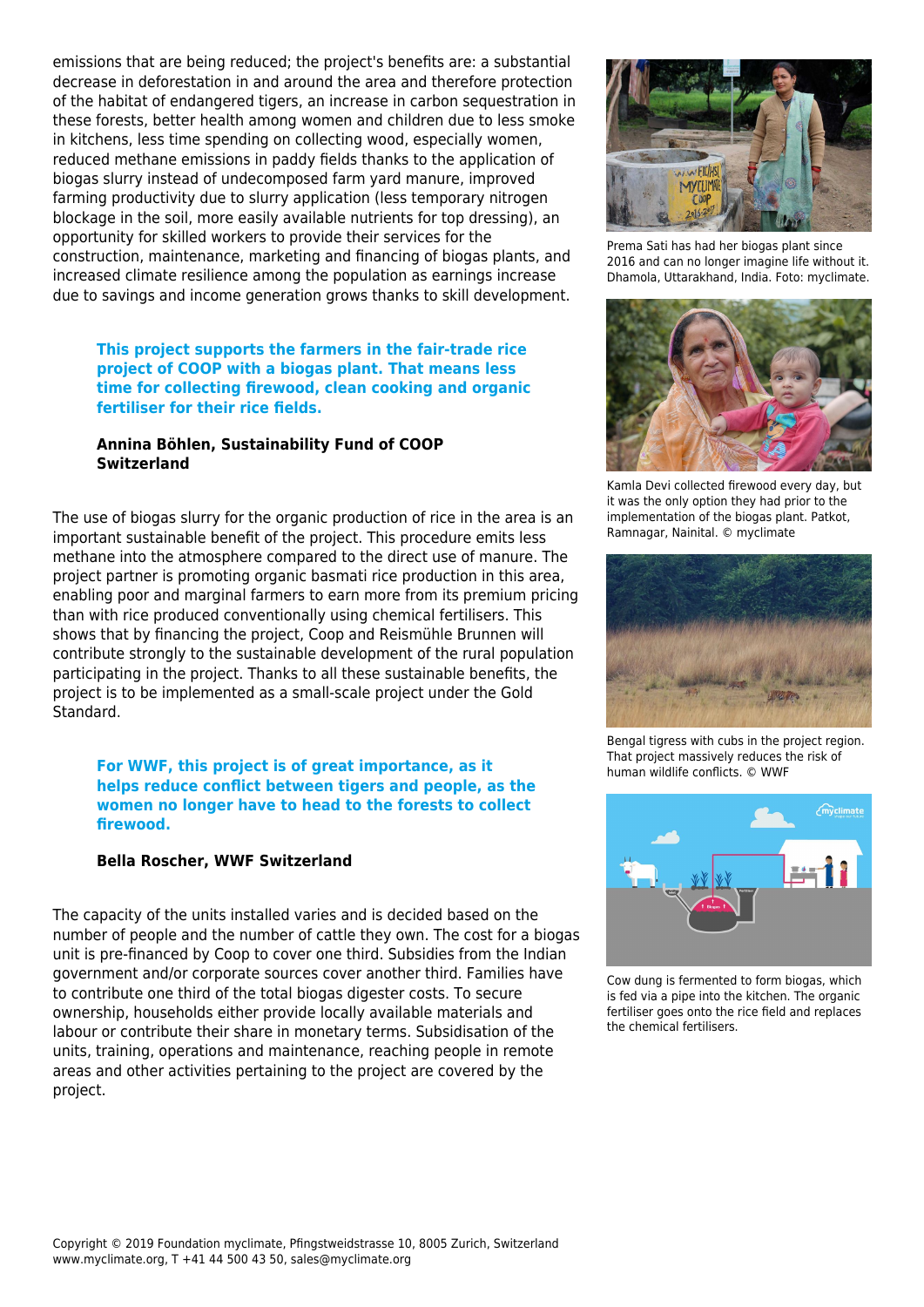emissions that are being reduced; the project's benefits are: a substantial decrease in deforestation in and around the area and therefore protection of the habitat of endangered tigers, an increase in carbon sequestration in these forests, better health among women and children due to less smoke in kitchens, less time spending on collecting wood, especially women, reduced methane emissions in paddy fields thanks to the application of biogas slurry instead of undecomposed farm yard manure, improved farming productivity due to slurry application (less temporary nitrogen blockage in the soil, more easily available nutrients for top dressing), an opportunity for skilled workers to provide their services for the construction, maintenance, marketing and financing of biogas plants, and increased climate resilience among the population as earnings increase due to savings and income generation grows thanks to skill development.

> **This project supports the farmers in the fair-trade rice project of COOP with a biogas plant. That means less time for collecting firewood, clean cooking and organic fertiliser for their rice fields.**
>
> **Annina Böhlen, Sustainability Fund of COOP Switzerland**

The use of biogas slurry for the organic production of rice in the area is an important sustainable benefit of the project. This procedure emits less methane into the atmosphere compared to the direct use of manure. The project partner is promoting organic basmati rice production in this area, enabling poor and marginal farmers to earn more from its premium pricing than with rice produced conventionally using chemical fertilisers. This shows that by financing the project, Coop and Reismühle Brunnen will contribute strongly to the sustainable development of the rural population participating in the project. Thanks to all these sustainable benefits, the project is to be implemented as a small-scale project under the Gold Standard.

> **For WWF, this project is of great importance, as it helps reduce conflict between tigers and people, as the women no longer have to head to the forests to collect firewood.**
>
> **Bella Roscher, WWF Switzerland**

The capacity of the units installed varies and is decided based on the number of people and the number of cattle they own. The cost for a biogas unit is pre-financed by Coop to cover one third. Subsidies from the Indian government and/or corporate sources cover another third. Families have to contribute one third of the total biogas digester costs. To secure ownership, households either provide locally available materials and labour or contribute their share in monetary terms. Subsidisation of the units, training, operations and maintenance, reaching people in remote areas and other activities pertaining to the project are covered by the project.

Prema Sati has had her biogas plant since 2016 and can no longer imagine life without it. Dhamola, Uttarakhand, India. Foto: myclimate.

Kamla Devi collected firewood every day, but it was the only option they had prior to the implementation of the biogas plant. Patkot, Ramnagar, Nainital. © myclimate

Bengal tigress with cubs in the project region. That project massively reduces the risk of human wildlife conflicts. © WWF

Cow dung is fermented to form biogas, which is fed via a pipe into the kitchen. The organic fertiliser goes onto the rice field and replaces the chemical fertilisers.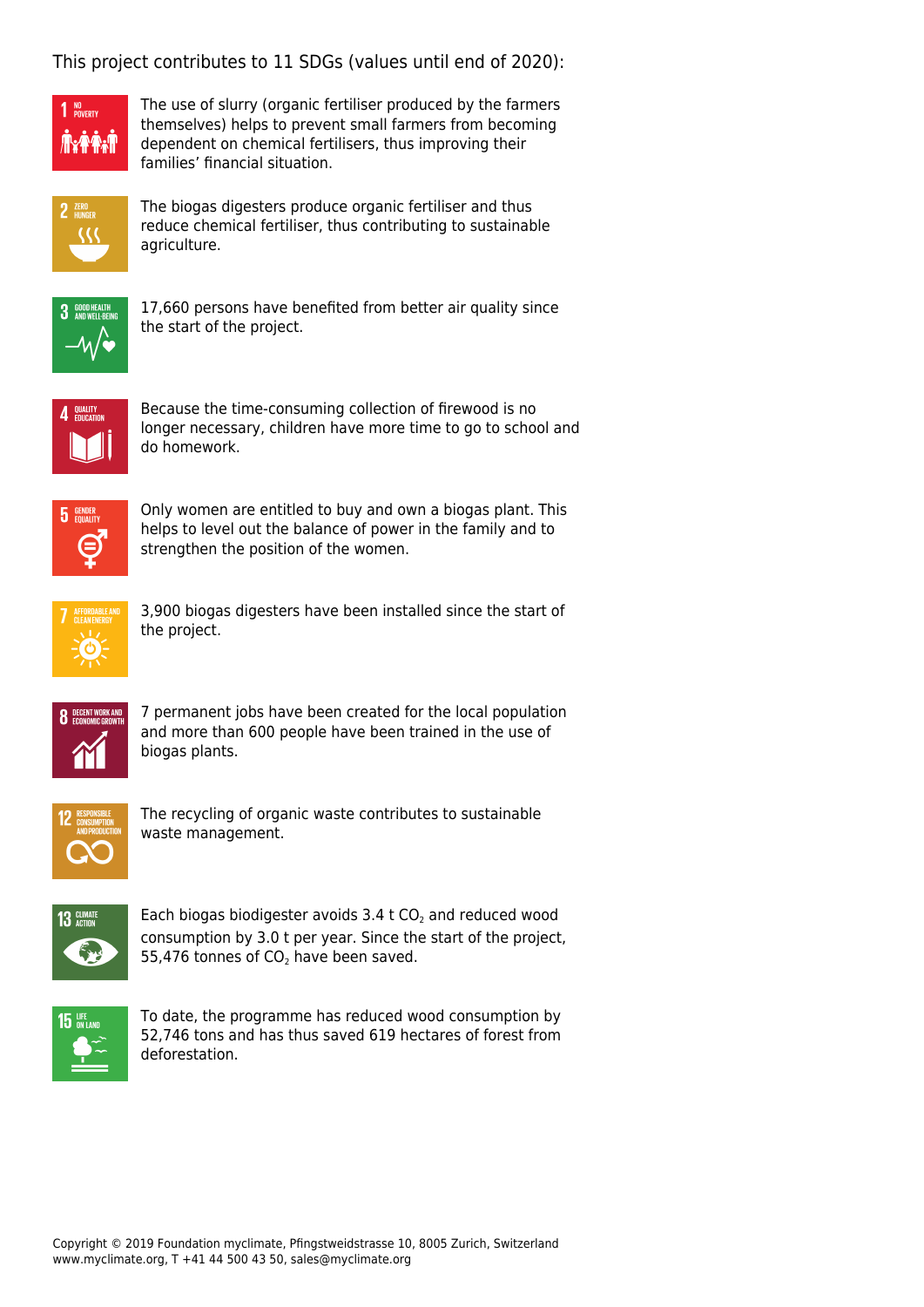This project contributes to 11 SDGs (values until end of 2020):

**1 NO POVERTY**

The use of slurry (organic fertiliser produced by the farmers themselves) helps to prevent small farmers from becoming dependent on chemical fertilisers, thus improving their families' financial situation.

**2 ZERO HUNGER**

The biogas digesters produce organic fertiliser and thus reduce chemical fertiliser, thus contributing to sustainable agriculture.

**3 GOOD HEALTH AND WELL-BEING**

17,660 persons have benefited from better air quality since the start of the project.

**4 QUALITY EDUCATION**

Because the time-consuming collection of firewood is no longer necessary, children have more time to go to school and do homework.

**5 GENDER EQUALITY**

Only women are entitled to buy and own a biogas plant. This helps to level out the balance of power in the family and to strengthen the position of the women.

**7 AFFORDABLE AND CLEAN ENERGY**

3,900 biogas digesters have been installed since the start of the project.

**8 DECENT WORK AND ECONOMIC GROWTH**

7 permanent jobs have been created for the local population and more than 600 people have been trained in the use of biogas plants.

**12 RESPONSIBLE CONSUMPTION AND PRODUCTION**

The recycling of organic waste contributes to sustainable waste management.

**13 CLIMATE ACTION**

Each biogas biodigester avoids 3.4 t $CO_2$ and reduced wood consumption by 3.0 t per year. Since the start of the project, 55,476 tonnes of $CO_2$ have been saved.

**15 LIFE ON LAND**

To date, the programme has reduced wood consumption by 52,746 tons and has thus saved 619 hectares of forest from deforestation.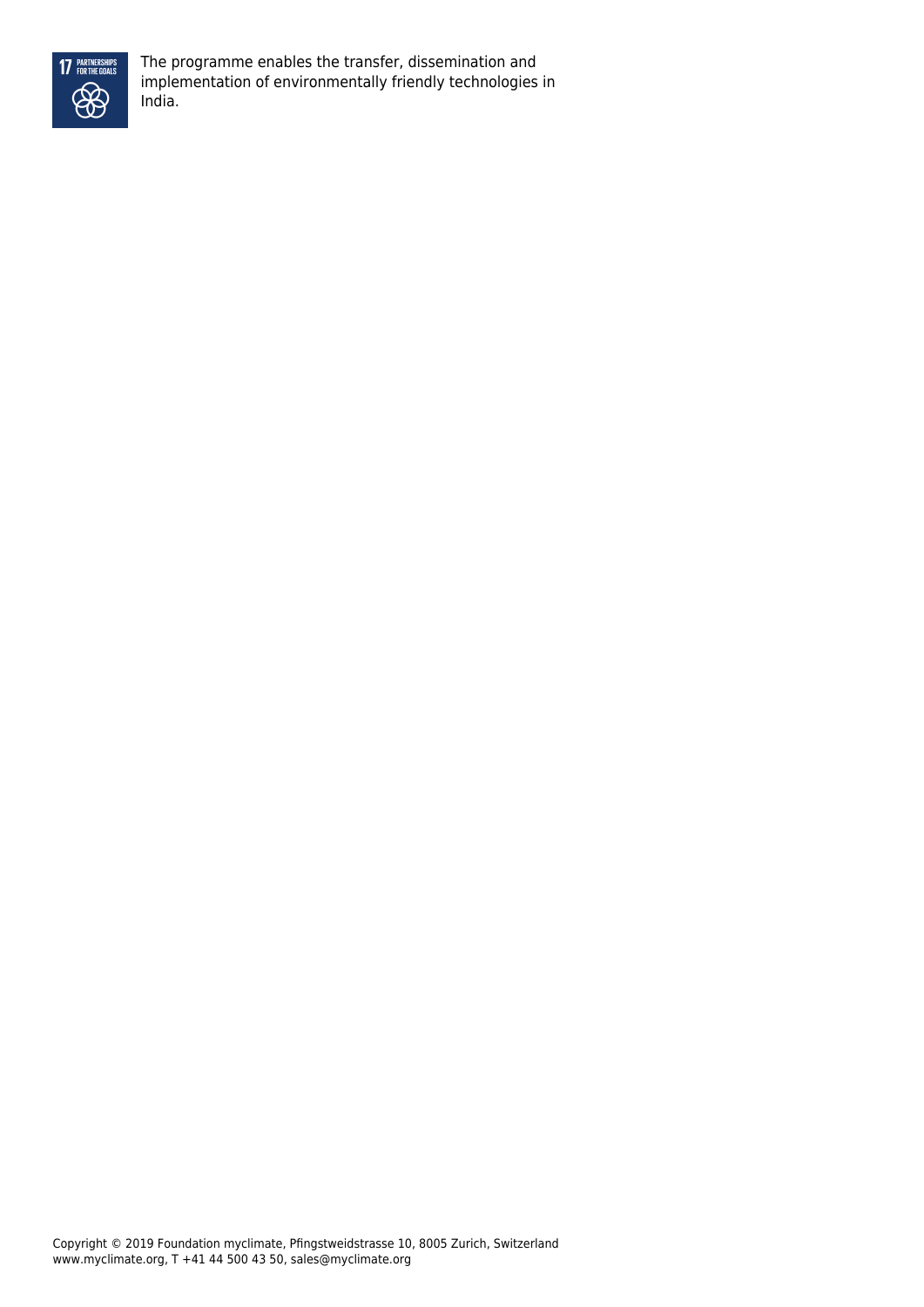The programme enables the transfer, dissemination and implementation of environmentally friendly technologies in India.

Copyright © 2019 Foundation myclimate, Pfingstweidstrasse 10, 8005 Zurich, Switzerland
www.myclimate.org, T +41 44 500 43 50, sales@myclimate.org